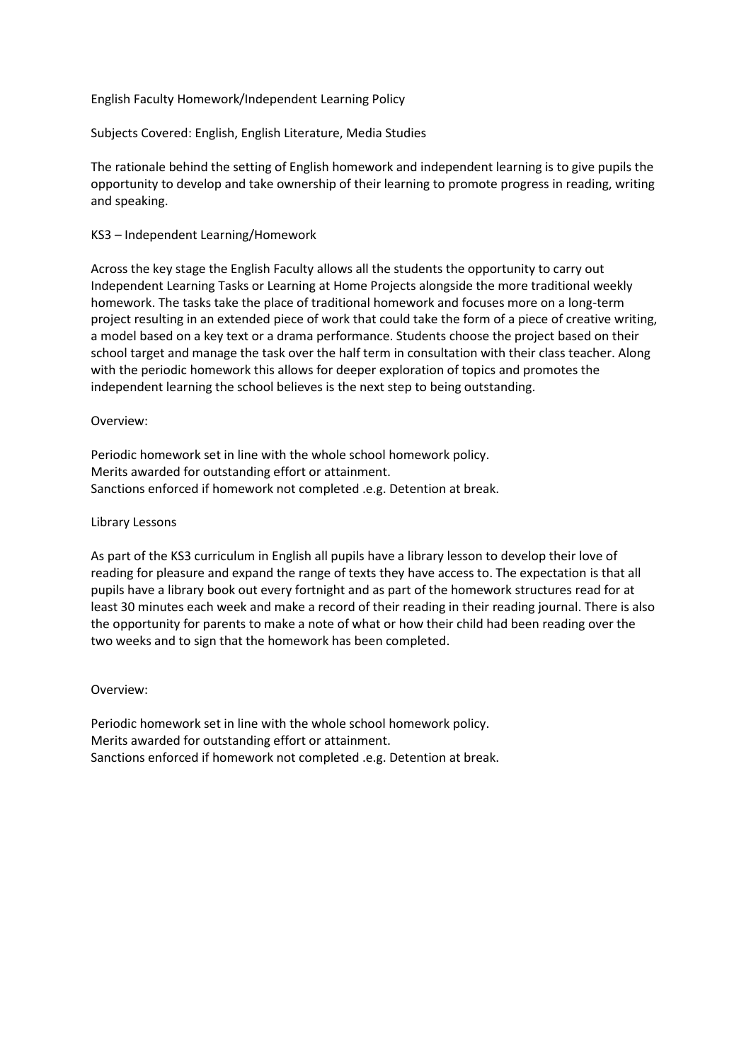# English Faculty Homework/Independent Learning Policy

Subjects Covered: English, English Literature, Media Studies

The rationale behind the setting of English homework and independent learning is to give pupils the opportunity to develop and take ownership of their learning to promote progress in reading, writing and speaking.

## KS3 – Independent Learning/Homework

Across the key stage the English Faculty allows all the students the opportunity to carry out Independent Learning Tasks or Learning at Home Projects alongside the more traditional weekly homework. The tasks take the place of traditional homework and focuses more on a long-term project resulting in an extended piece of work that could take the form of a piece of creative writing, a model based on a key text or a drama performance. Students choose the project based on their school target and manage the task over the half term in consultation with their class teacher. Along with the periodic homework this allows for deeper exploration of topics and promotes the independent learning the school believes is the next step to being outstanding.

Overview:

Periodic homework set in line with the whole school homework policy.
Merits awarded for outstanding effort or attainment.
Sanctions enforced if homework not completed .e.g. Detention at break.

## Library Lessons

As part of the KS3 curriculum in English all pupils have a library lesson to develop their love of reading for pleasure and expand the range of texts they have access to. The expectation is that all pupils have a library book out every fortnight and as part of the homework structures read for at least 30 minutes each week and make a record of their reading in their reading journal. There is also the opportunity for parents to make a note of what or how their child had been reading over the two weeks and to sign that the homework has been completed.

Overview:

Periodic homework set in line with the whole school homework policy.
Merits awarded for outstanding effort or attainment.
Sanctions enforced if homework not completed .e.g. Detention at break.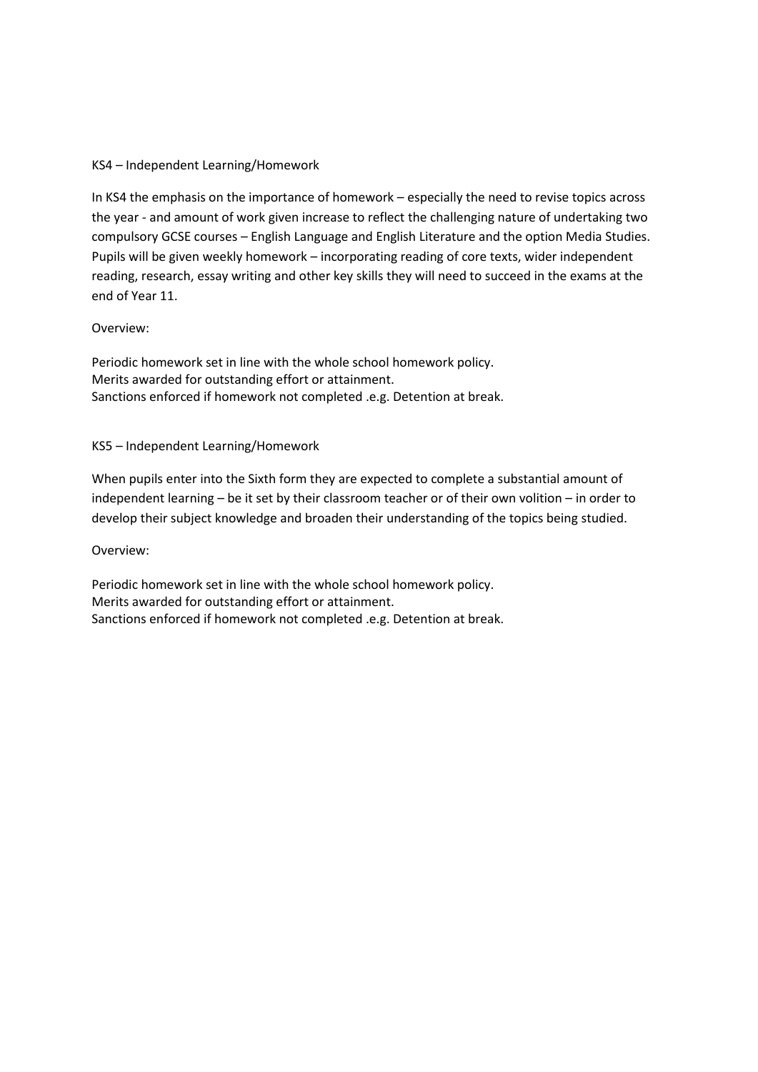## KS4 – Independent Learning/Homework

In KS4 the emphasis on the importance of homework – especially the need to revise topics across the year - and amount of work given increase to reflect the challenging nature of undertaking two compulsory GCSE courses – English Language and English Literature and the option Media Studies. Pupils will be given weekly homework – incorporating reading of core texts, wider independent reading, research, essay writing and other key skills they will need to succeed in the exams at the end of Year 11.

Overview:

Periodic homework set in line with the whole school homework policy.
Merits awarded for outstanding effort or attainment.
Sanctions enforced if homework not completed .e.g. Detention at break.

## KS5 – Independent Learning/Homework

When pupils enter into the Sixth form they are expected to complete a substantial amount of independent learning – be it set by their classroom teacher or of their own volition – in order to develop their subject knowledge and broaden their understanding of the topics being studied.

Overview:

Periodic homework set in line with the whole school homework policy.
Merits awarded for outstanding effort or attainment.
Sanctions enforced if homework not completed .e.g. Detention at break.